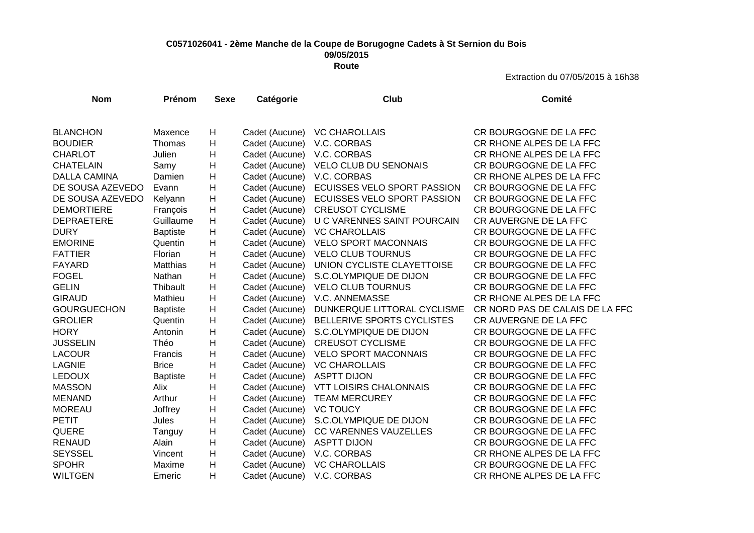**C0571026041 - 2ème Manche de la Coupe de Borugogne Cadets à St Sernion du Bois**

**09/05/2015**

**Route**

Extraction du 07/05/2015 à 16h38

| Nom | Prénom | Sexe | Catégorie | Club | Comité |
|---|---|---|---|---|---|
| BLANCHON | Maxence | H | Cadet (Aucune) | VC CHAROLLAIS | CR BOURGOGNE DE LA FFC |
| BOUDIER | Thomas | H | Cadet (Aucune) | V.C. CORBAS | CR RHONE ALPES DE LA FFC |
| CHARLOT | Julien | H | Cadet (Aucune) | V.C. CORBAS | CR RHONE ALPES DE LA FFC |
| CHATELAIN | Samy | H | Cadet (Aucune) | VELO CLUB DU SENONAIS | CR BOURGOGNE DE LA FFC |
| DALLA CAMINA | Damien | H | Cadet (Aucune) | V.C. CORBAS | CR RHONE ALPES DE LA FFC |
| DE SOUSA AZEVEDO | Evann | H | Cadet (Aucune) | ECUISSES VELO SPORT PASSION | CR BOURGOGNE DE LA FFC |
| DE SOUSA AZEVEDO | Kelyann | H | Cadet (Aucune) | ECUISSES VELO SPORT PASSION | CR BOURGOGNE DE LA FFC |
| DEMORTIERE | François | H | Cadet (Aucune) | CREUSOT CYCLISME | CR BOURGOGNE DE LA FFC |
| DEPRAETERE | Guillaume | H | Cadet (Aucune) | U C VARENNES SAINT POURCAIN | CR AUVERGNE DE LA FFC |
| DURY | Baptiste | H | Cadet (Aucune) | VC CHAROLLAIS | CR BOURGOGNE DE LA FFC |
| EMORINE | Quentin | H | Cadet (Aucune) | VELO SPORT MACONNAIS | CR BOURGOGNE DE LA FFC |
| FATTIER | Florian | H | Cadet (Aucune) | VELO CLUB TOURNUS | CR BOURGOGNE DE LA FFC |
| FAYARD | Matthias | H | Cadet (Aucune) | UNION CYCLISTE CLAYETTOISE | CR BOURGOGNE DE LA FFC |
| FOGEL | Nathan | H | Cadet (Aucune) | S.C.OLYMPIQUE DE DIJON | CR BOURGOGNE DE LA FFC |
| GELIN | Thibault | H | Cadet (Aucune) | VELO CLUB TOURNUS | CR BOURGOGNE DE LA FFC |
| GIRAUD | Mathieu | H | Cadet (Aucune) | V.C. ANNEMASSE | CR RHONE ALPES DE LA FFC |
| GOURGUECHON | Baptiste | H | Cadet (Aucune) | DUNKERQUE LITTORAL CYCLISME | CR NORD PAS DE CALAIS DE LA FFC |
| GROLIER | Quentin | H | Cadet (Aucune) | BELLERIVE SPORTS CYCLISTES | CR AUVERGNE DE LA FFC |
| HORY | Antonin | H | Cadet (Aucune) | S.C.OLYMPIQUE DE DIJON | CR BOURGOGNE DE LA FFC |
| JUSSELIN | Théo | H | Cadet (Aucune) | CREUSOT CYCLISME | CR BOURGOGNE DE LA FFC |
| LACOUR | Francis | H | Cadet (Aucune) | VELO SPORT MACONNAIS | CR BOURGOGNE DE LA FFC |
| LAGNIE | Brice | H | Cadet (Aucune) | VC CHAROLLAIS | CR BOURGOGNE DE LA FFC |
| LEDOUX | Baptiste | H | Cadet (Aucune) | ASPTT DIJON | CR BOURGOGNE DE LA FFC |
| MASSON | Alix | H | Cadet (Aucune) | VTT LOISIRS CHALONNAIS | CR BOURGOGNE DE LA FFC |
| MENAND | Arthur | H | Cadet (Aucune) | TEAM MERCUREY | CR BOURGOGNE DE LA FFC |
| MOREAU | Joffrey | H | Cadet (Aucune) | VC TOUCY | CR BOURGOGNE DE LA FFC |
| PETIT | Jules | H | Cadet (Aucune) | S.C.OLYMPIQUE DE DIJON | CR BOURGOGNE DE LA FFC |
| QUERE | Tanguy | H | Cadet (Aucune) | CC VARENNES VAUZELLES | CR BOURGOGNE DE LA FFC |
| RENAUD | Alain | H | Cadet (Aucune) | ASPTT DIJON | CR BOURGOGNE DE LA FFC |
| SEYSSEL | Vincent | H | Cadet (Aucune) | V.C. CORBAS | CR RHONE ALPES DE LA FFC |
| SPOHR | Maxime | H | Cadet (Aucune) | VC CHAROLLAIS | CR BOURGOGNE DE LA FFC |
| WILTGEN | Emeric | H | Cadet (Aucune) | V.C. CORBAS | CR RHONE ALPES DE LA FFC |